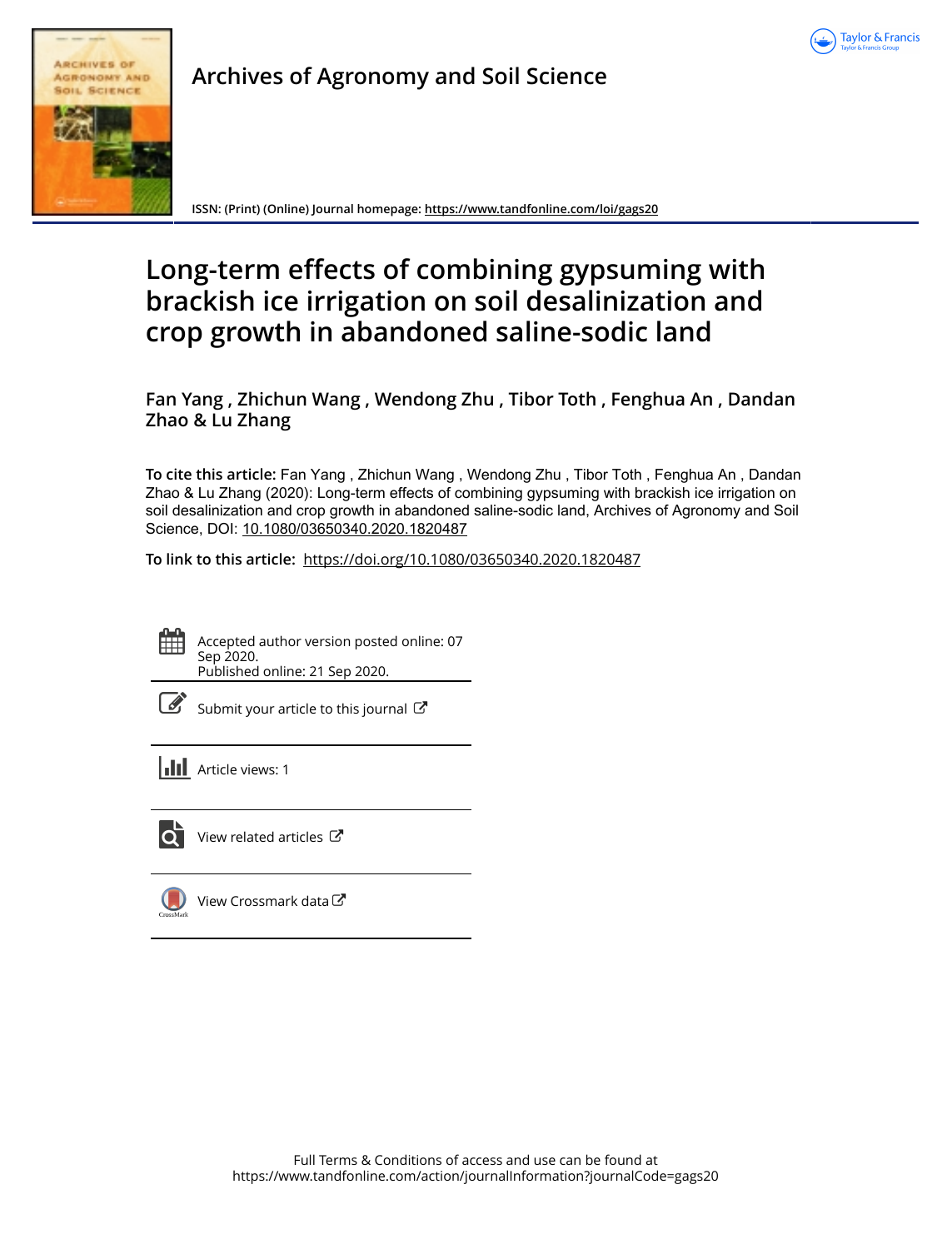**Archives of Agronomy and Soil Science**

ISSN: (Print) (Online) Journal homepage: https://www.tandfonline.com/loi/gags20

# Long-term effects of combining gypsuming with brackish ice irrigation on soil desalinization and crop growth in abandoned saline-sodic land

**Fan Yang , Zhichun Wang , Wendong Zhu , Tibor Toth , Fenghua An , Dandan Zhao & Lu Zhang**

**To cite this article:** Fan Yang , Zhichun Wang , Wendong Zhu , Tibor Toth , Fenghua An , Dandan Zhao & Lu Zhang (2020): Long-term effects of combining gypsuming with brackish ice irrigation on soil desalinization and crop growth in abandoned saline-sodic land, Archives of Agronomy and Soil Science, DOI: 10.1080/03650340.2020.1820487

**To link to this article:** https://doi.org/10.1080/03650340.2020.1820487

Accepted author version posted online: 07 Sep 2020.
Published online: 21 Sep 2020.

Submit your article to this journal

Article views: 1

View related articles

View Crossmark data

Full Terms & Conditions of access and use can be found at
https://www.tandfonline.com/action/journalInformation?journalCode=gags20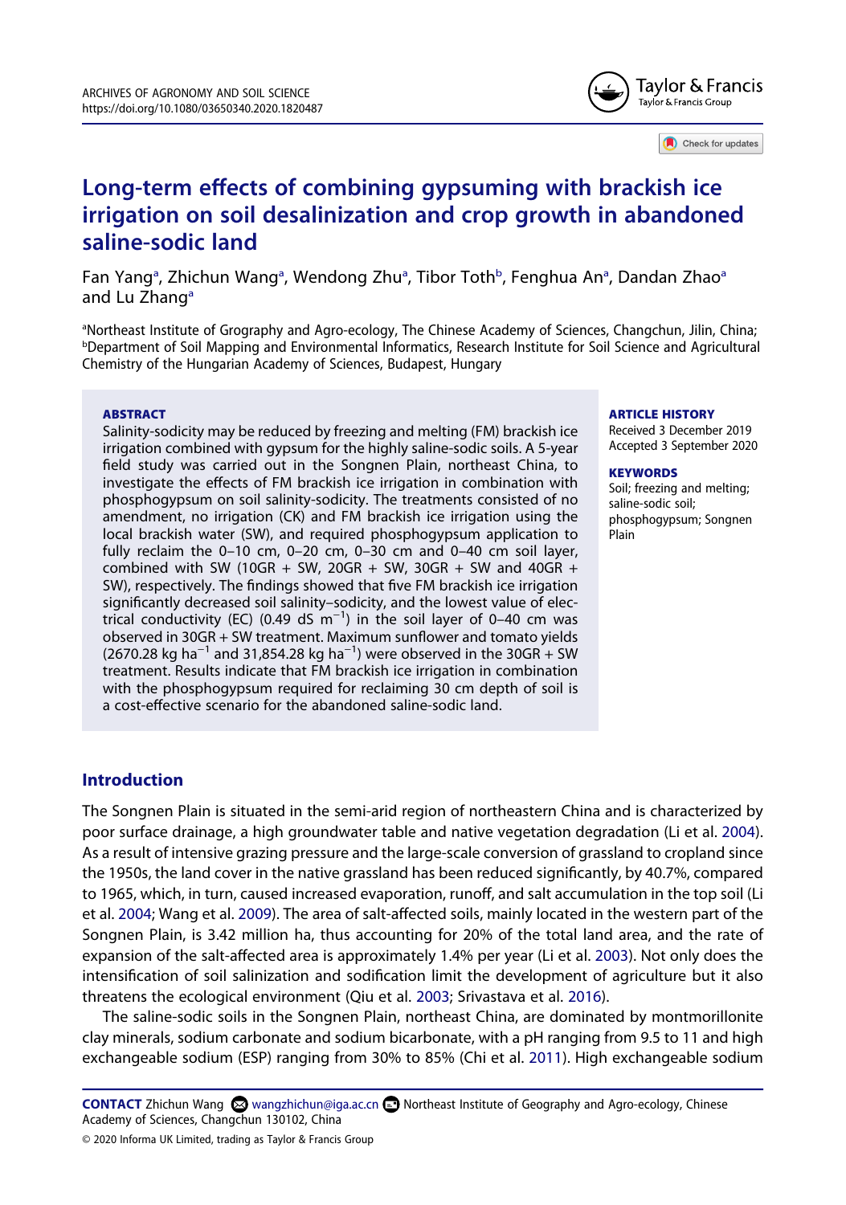# Long-term effects of combining gypsuming with brackish ice irrigation on soil desalinization and crop growth in abandoned saline-sodic land

Fan Yang[a], Zhichun Wang[a], Wendong Zhu[a], Tibor Toth[b], Fenghua An[a], Dandan Zhao[a] and Lu Zhang[a]

[a]Northeast Institute of Grography and Agro-ecology, The Chinese Academy of Sciences, Changchun, Jilin, China; [b]Department of Soil Mapping and Environmental Informatics, Research Institute for Soil Science and Agricultural Chemistry of the Hungarian Academy of Sciences, Budapest, Hungary

## ABSTRACT

Salinity-sodicity may be reduced by freezing and melting (FM) brackish ice irrigation combined with gypsum for the highly saline-sodic soils. A 5-year field study was carried out in the Songnen Plain, northeast China, to investigate the effects of FM brackish ice irrigation in combination with phosphogypsum on soil salinity-sodicity. The treatments consisted of no amendment, no irrigation (CK) and FM brackish ice irrigation using the local brackish water (SW), and required phosphogypsum application to fully reclaim the 0–10 cm, 0–20 cm, 0–30 cm and 0–40 cm soil layer, combined with SW (10GR + SW, 20GR + SW, 30GR + SW and 40GR + SW), respectively. The findings showed that five FM brackish ice irrigation significantly decreased soil salinity–sodicity, and the lowest value of electrical conductivity (EC) (0.49 dS $m^{-1}$) in the soil layer of 0–40 cm was observed in 30GR + SW treatment. Maximum sunflower and tomato yields (2670.28 kg $ha^{-1}$ and 31,854.28 kg $ha^{-1}$) were observed in the 30GR + SW treatment. Results indicate that FM brackish ice irrigation in combination with the phosphogypsum required for reclaiming 30 cm depth of soil is a cost-effective scenario for the abandoned saline-sodic land.

**ARTICLE HISTORY**
Received 3 December 2019
Accepted 3 September 2020

**KEYWORDS**
Soil; freezing and melting; saline-sodic soil; phosphogypsum; Songnen Plain

## Introduction

The Songnen Plain is situated in the semi-arid region of northeastern China and is characterized by poor surface drainage, a high groundwater table and native vegetation degradation (Li et al. 2004). As a result of intensive grazing pressure and the large-scale conversion of grassland to cropland since the 1950s, the land cover in the native grassland has been reduced significantly, by 40.7%, compared to 1965, which, in turn, caused increased evaporation, runoff, and salt accumulation in the top soil (Li et al. 2004; Wang et al. 2009). The area of salt-affected soils, mainly located in the western part of the Songnen Plain, is 3.42 million ha, thus accounting for 20% of the total land area, and the rate of expansion of the salt-affected area is approximately 1.4% per year (Li et al. 2003). Not only does the intensification of soil salinization and sodification limit the development of agriculture but it also threatens the ecological environment (Qiu et al. 2003; Srivastava et al. 2016).

The saline-sodic soils in the Songnen Plain, northeast China, are dominated by montmorillonite clay minerals, sodium carbonate and sodium bicarbonate, with a pH ranging from 9.5 to 11 and high exchangeable sodium (ESP) ranging from 30% to 85% (Chi et al. 2011). High exchangeable sodium

**CONTACT** Zhichun Wang wangzhichun@iga.ac.cn Northeast Institute of Geography and Agro-ecology, Chinese Academy of Sciences, Changchun 130102, China

© 2020 Informa UK Limited, trading as Taylor & Francis Group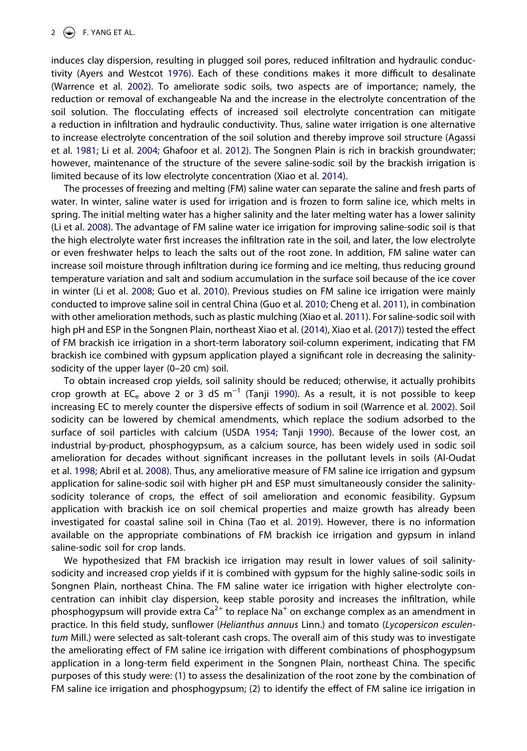induces clay dispersion, resulting in plugged soil pores, reduced infiltration and hydraulic conductivity (Ayers and Westcot 1976). Each of these conditions makes it more difficult to desalinate (Warrence et al. 2002). To ameliorate sodic soils, two aspects are of importance; namely, the reduction or removal of exchangeable Na and the increase in the electrolyte concentration of the soil solution. The flocculating effects of increased soil electrolyte concentration can mitigate a reduction in infiltration and hydraulic conductivity. Thus, saline water irrigation is one alternative to increase electrolyte concentration of the soil solution and thereby improve soil structure (Agassi et al. 1981; Li et al. 2004; Ghafoor et al. 2012). The Songnen Plain is rich in brackish groundwater; however, maintenance of the structure of the severe saline-sodic soil by the brackish irrigation is limited because of its low electrolyte concentration (Xiao et al. 2014).

The processes of freezing and melting (FM) saline water can separate the saline and fresh parts of water. In winter, saline water is used for irrigation and is frozen to form saline ice, which melts in spring. The initial melting water has a higher salinity and the later melting water has a lower salinity (Li et al. 2008). The advantage of FM saline water ice irrigation for improving saline-sodic soil is that the high electrolyte water first increases the infiltration rate in the soil, and later, the low electrolyte or even freshwater helps to leach the salts out of the root zone. In addition, FM saline water can increase soil moisture through infiltration during ice forming and ice melting, thus reducing ground temperature variation and salt and sodium accumulation in the surface soil because of the ice cover in winter (Li et al. 2008; Guo et al. 2010). Previous studies on FM saline ice irrigation were mainly conducted to improve saline soil in central China (Guo et al. 2010; Cheng et al. 2011), in combination with other amelioration methods, such as plastic mulching (Xiao et al. 2011). For saline-sodic soil with high pH and ESP in the Songnen Plain, northeast Xiao et al. (2014), Xiao et al. (2017)) tested the effect of FM brackish ice irrigation in a short-term laboratory soil-column experiment, indicating that FM brackish ice combined with gypsum application played a significant role in decreasing the salinity-sodicity of the upper layer (0–20 cm) soil.

To obtain increased crop yields, soil salinity should be reduced; otherwise, it actually prohibits crop growth at $EC_e$ above 2 or 3 dS $m^{-1}$ (Tanji 1990). As a result, it is not possible to keep increasing EC to merely counter the dispersive effects of sodium in soil (Warrence et al. 2002). Soil sodicity can be lowered by chemical amendments, which replace the sodium adsorbed to the surface of soil particles with calcium (USDA 1954; Tanji 1990). Because of the lower cost, an industrial by-product, phosphogypsum, as a calcium source, has been widely used in sodic soil amelioration for decades without significant increases in the pollutant levels in soils (Al-Oudat et al. 1998; Abril et al. 2008). Thus, any ameliorative measure of FM saline ice irrigation and gypsum application for saline-sodic soil with higher pH and ESP must simultaneously consider the salinity-sodicity tolerance of crops, the effect of soil amelioration and economic feasibility. Gypsum application with brackish ice on soil chemical properties and maize growth has already been investigated for coastal saline soil in China (Tao et al. 2019). However, there is no information available on the appropriate combinations of FM brackish ice irrigation and gypsum in inland saline-sodic soil for crop lands.

We hypothesized that FM brackish ice irrigation may result in lower values of soil salinity-sodicity and increased crop yields if it is combined with gypsum for the highly saline-sodic soils in Songnen Plain, northeast China. The FM saline water ice irrigation with higher electrolyte concentration can inhibit clay dispersion, keep stable porosity and increases the infiltration, while phosphogypsum will provide extra $Ca^{2+}$ to replace $Na^{+}$ on exchange complex as an amendment in practice. In this field study, sunflower (*Helianthus annuus* Linn.) and tomato (*Lycopersicon esculentum* Mill.) were selected as salt-tolerant cash crops. The overall aim of this study was to investigate the ameliorating effect of FM saline ice irrigation with different combinations of phosphogypsum application in a long-term field experiment in the Songnen Plain, northeast China. The specific purposes of this study were: (1) to assess the desalinization of the root zone by the combination of FM saline ice irrigation and phosphogypsum; (2) to identify the effect of FM saline ice irrigation in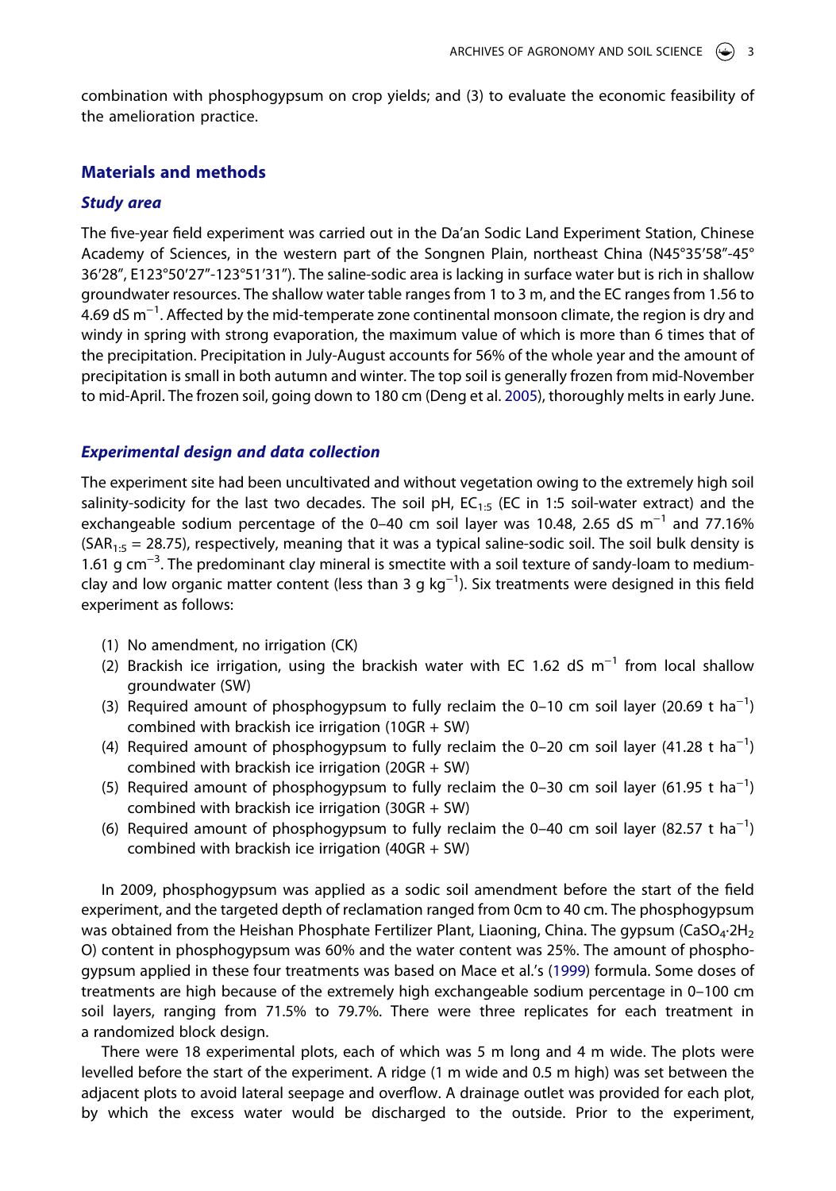combination with phosphogypsum on crop yields; and (3) to evaluate the economic feasibility of the amelioration practice.

## Materials and methods

### *Study area*

The five-year field experiment was carried out in the Da'an Sodic Land Experiment Station, Chinese Academy of Sciences, in the western part of the Songnen Plain, northeast China (N45°35′58″-45° 36′28″, E123°50′27″-123°51′31″). The saline-sodic area is lacking in surface water but is rich in shallow groundwater resources. The shallow water table ranges from 1 to 3 m, and the EC ranges from 1.56 to 4.69 dS $m^{-1}$. Affected by the mid-temperate zone continental monsoon climate, the region is dry and windy in spring with strong evaporation, the maximum value of which is more than 6 times that of the precipitation. Precipitation in July-August accounts for 56% of the whole year and the amount of precipitation is small in both autumn and winter. The top soil is generally frozen from mid-November to mid-April. The frozen soil, going down to 180 cm (Deng et al. 2005), thoroughly melts in early June.

### *Experimental design and data collection*

The experiment site had been uncultivated and without vegetation owing to the extremely high soil salinity-sodicity for the last two decades. The soil pH, $EC_{1:5}$ (EC in 1:5 soil-water extract) and the exchangeable sodium percentage of the 0–40 cm soil layer was 10.48, 2.65 dS $m^{-1}$ and 77.16% ($SAR_{1:5}$ = 28.75), respectively, meaning that it was a typical saline-sodic soil. The soil bulk density is 1.61 g $cm^{-3}$. The predominant clay mineral is smectite with a soil texture of sandy-loam to medium-clay and low organic matter content (less than 3 g $kg^{-1}$). Six treatments were designed in this field experiment as follows:

(1) No amendment, no irrigation (CK)
(2) Brackish ice irrigation, using the brackish water with EC 1.62 dS $m^{-1}$ from local shallow groundwater (SW)
(3) Required amount of phosphogypsum to fully reclaim the 0–10 cm soil layer (20.69 t $ha^{-1}$) combined with brackish ice irrigation (10GR + SW)
(4) Required amount of phosphogypsum to fully reclaim the 0–20 cm soil layer (41.28 t $ha^{-1}$) combined with brackish ice irrigation (20GR + SW)
(5) Required amount of phosphogypsum to fully reclaim the 0–30 cm soil layer (61.95 t $ha^{-1}$) combined with brackish ice irrigation (30GR + SW)
(6) Required amount of phosphogypsum to fully reclaim the 0–40 cm soil layer (82.57 t $ha^{-1}$) combined with brackish ice irrigation (40GR + SW)

In 2009, phosphogypsum was applied as a sodic soil amendment before the start of the field experiment, and the targeted depth of reclamation ranged from 0cm to 40 cm. The phosphogypsum was obtained from the Heishan Phosphate Fertilizer Plant, Liaoning, China. The gypsum ($CaSO_4{\cdot}2H_2O$) content in phosphogypsum was 60% and the water content was 25%. The amount of phosphogypsum applied in these four treatments was based on Mace et al.'s (1999) formula. Some doses of treatments are high because of the extremely high exchangeable sodium percentage in 0–100 cm soil layers, ranging from 71.5% to 79.7%. There were three replicates for each treatment in a randomized block design.

There were 18 experimental plots, each of which was 5 m long and 4 m wide. The plots were levelled before the start of the experiment. A ridge (1 m wide and 0.5 m high) was set between the adjacent plots to avoid lateral seepage and overflow. A drainage outlet was provided for each plot, by which the excess water would be discharged to the outside. Prior to the experiment,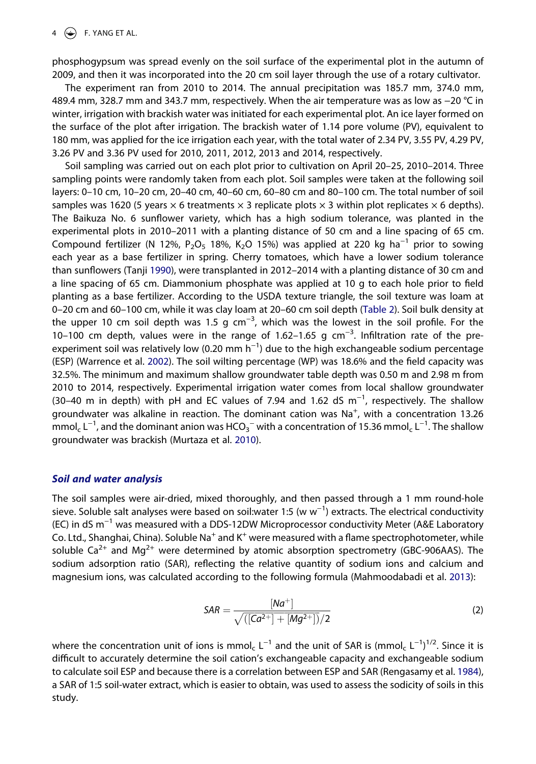phosphogypsum was spread evenly on the soil surface of the experimental plot in the autumn of 2009, and then it was incorporated into the 20 cm soil layer through the use of a rotary cultivator.

The experiment ran from 2010 to 2014. The annual precipitation was 185.7 mm, 374.0 mm, 489.4 mm, 328.7 mm and 343.7 mm, respectively. When the air temperature was as low as −20 °C in winter, irrigation with brackish water was initiated for each experimental plot. An ice layer formed on the surface of the plot after irrigation. The brackish water of 1.14 pore volume (PV), equivalent to 180 mm, was applied for the ice irrigation each year, with the total water of 2.34 PV, 3.55 PV, 4.29 PV, 3.26 PV and 3.36 PV used for 2010, 2011, 2012, 2013 and 2014, respectively.

Soil sampling was carried out on each plot prior to cultivation on April 20–25, 2010–2014. Three sampling points were randomly taken from each plot. Soil samples were taken at the following soil layers: 0–10 cm, 10–20 cm, 20–40 cm, 40–60 cm, 60–80 cm and 80–100 cm. The total number of soil samples was 1620 (5 years × 6 treatments × 3 replicate plots × 3 within plot replicates × 6 depths). The Baikuza No. 6 sunflower variety, which has a high sodium tolerance, was planted in the experimental plots in 2010–2011 with a planting distance of 50 cm and a line spacing of 65 cm. Compound fertilizer (N 12%, $P_2O_5$ 18%, $K_2O$ 15%) was applied at 220 kg $ha^{-1}$ prior to sowing each year as a base fertilizer in spring. Cherry tomatoes, which have a lower sodium tolerance than sunflowers (Tanji 1990), were transplanted in 2012–2014 with a planting distance of 30 cm and a line spacing of 65 cm. Diammonium phosphate was applied at 10 g to each hole prior to field planting as a base fertilizer. According to the USDA texture triangle, the soil texture was loam at 0–20 cm and 60–100 cm, while it was clay loam at 20–60 cm soil depth (Table 2). Soil bulk density at the upper 10 cm soil depth was 1.5 g $cm^{-3}$, which was the lowest in the soil profile. For the 10–100 cm depth, values were in the range of 1.62–1.65 g $cm^{-3}$. Infiltration rate of the pre-experiment soil was relatively low (0.20 mm $h^{-1}$) due to the high exchangeable sodium percentage (ESP) (Warrence et al. 2002). The soil wilting percentage (WP) was 18.6% and the field capacity was 32.5%. The minimum and maximum shallow groundwater table depth was 0.50 m and 2.98 m from 2010 to 2014, respectively. Experimental irrigation water comes from local shallow groundwater (30–40 m in depth) with pH and EC values of 7.94 and 1.62 dS $m^{-1}$, respectively. The shallow groundwater was alkaline in reaction. The dominant cation was $Na^+$, with a concentration 13.26 $mmol_c\ L^{-1}$, and the dominant anion was $HCO_3^-$ with a concentration of 15.36 $mmol_c\ L^{-1}$. The shallow groundwater was brackish (Murtaza et al. 2010).

### *Soil and water analysis*

The soil samples were air-dried, mixed thoroughly, and then passed through a 1 mm round-hole sieve. Soluble salt analyses were based on soil:water 1:5 (w $w^{-1}$) extracts. The electrical conductivity (EC) in dS $m^{-1}$ was measured with a DDS-12DW Microprocessor conductivity Meter (A&E Laboratory Co. Ltd., Shanghai, China). Soluble $Na^+$ and $K^+$ were measured with a flame spectrophotometer, while soluble $Ca^{2+}$ and $Mg^{2+}$ were determined by atomic absorption spectrometry (GBC-906AAS). The sodium adsorption ratio (SAR), reflecting the relative quantity of sodium ions and calcium and magnesium ions, was calculated according to the following formula (Mahmoodabadi et al. 2013):

$$SAR = \frac{[Na^+]}{\sqrt{([Ca^{2+}] + [Mg^{2+}])/2}} \tag{2}$$

where the concentration unit of ions is $mmol_c\ L^{-1}$ and the unit of SAR is $(mmol_c\ L^{-1})^{1/2}$. Since it is difficult to accurately determine the soil cation's exchangeable capacity and exchangeable sodium to calculate soil ESP and because there is a correlation between ESP and SAR (Rengasamy et al. 1984), a SAR of 1:5 soil-water extract, which is easier to obtain, was used to assess the sodicity of soils in this study.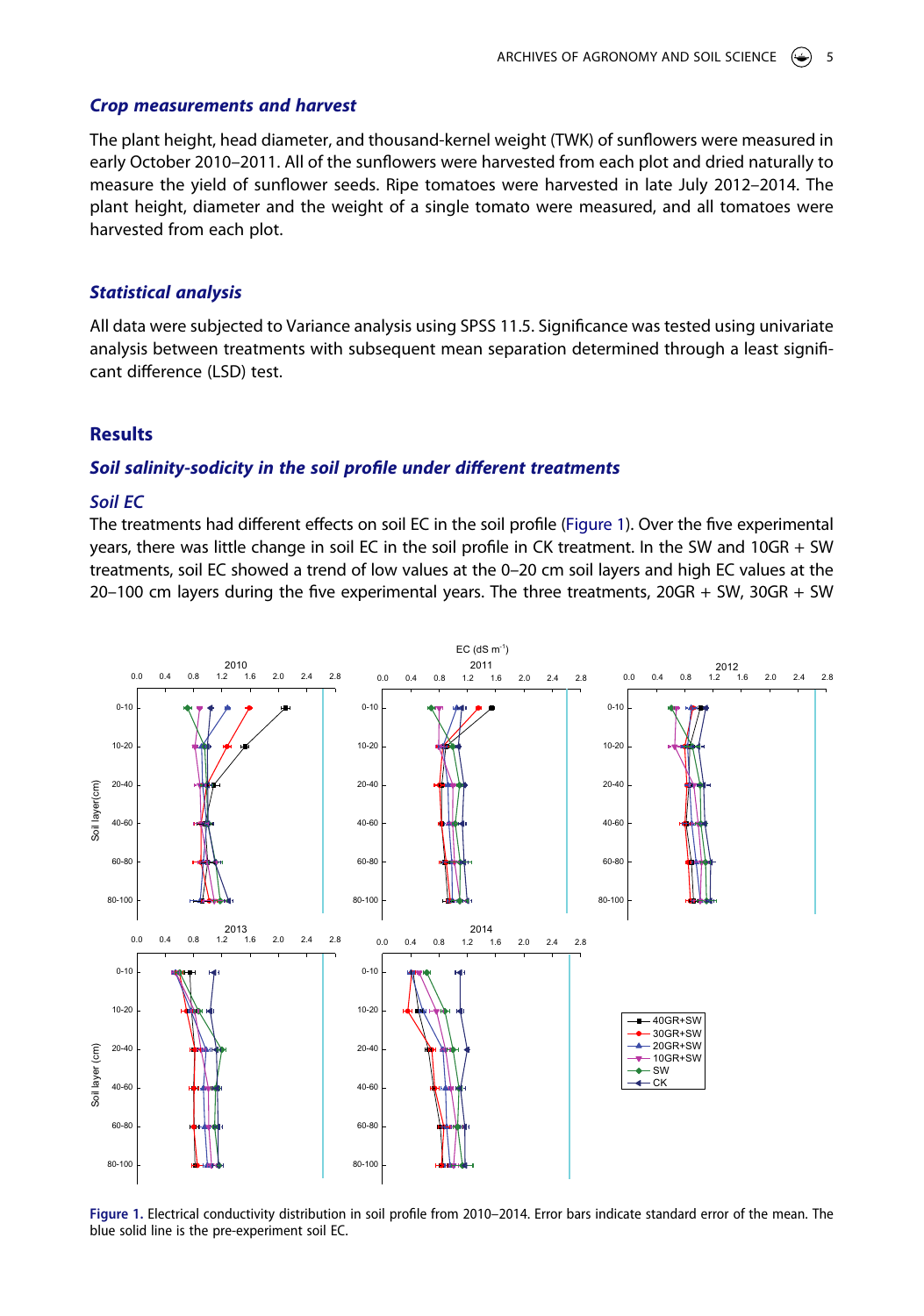### *Crop measurements and harvest*

The plant height, head diameter, and thousand-kernel weight (TWK) of sunflowers were measured in early October 2010–2011. All of the sunflowers were harvested from each plot and dried naturally to measure the yield of sunflower seeds. Ripe tomatoes were harvested in late July 2012–2014. The plant height, diameter and the weight of a single tomato were measured, and all tomatoes were harvested from each plot.

### *Statistical analysis*

All data were subjected to Variance analysis using SPSS 11.5. Significance was tested using univariate analysis between treatments with subsequent mean separation determined through a least significant difference (LSD) test.

## Results

### *Soil salinity-sodicity in the soil profile under different treatments*

#### *Soil EC*

The treatments had different effects on soil EC in the soil profile (Figure 1). Over the five experimental years, there was little change in soil EC in the soil profile in CK treatment. In the SW and 10GR + SW treatments, soil EC showed a trend of low values at the 0–20 cm soil layers and high EC values at the 20–100 cm layers during the five experimental years. The three treatments, 20GR + SW, 30GR + SW

**Figure 1.** Electrical conductivity distribution in soil profile from 2010–2014. Error bars indicate standard error of the mean. The blue solid line is the pre-experiment soil EC.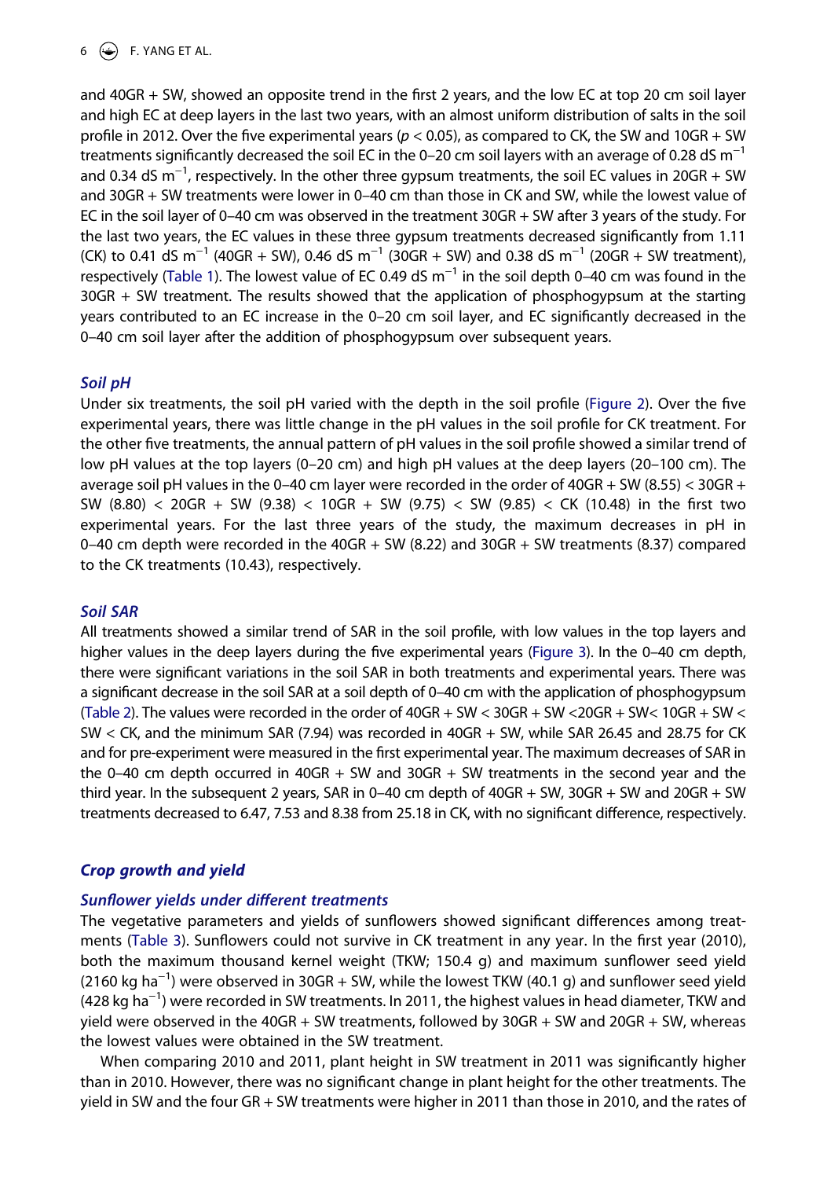and 40GR + SW, showed an opposite trend in the first 2 years, and the low EC at top 20 cm soil layer and high EC at deep layers in the last two years, with an almost uniform distribution of salts in the soil profile in 2012. Over the five experimental years ($p < 0.05$), as compared to CK, the SW and 10GR + SW treatments significantly decreased the soil EC in the 0–20 cm soil layers with an average of 0.28 dS $m^{-1}$ and 0.34 dS $m^{-1}$, respectively. In the other three gypsum treatments, the soil EC values in 20GR + SW and 30GR + SW treatments were lower in 0–40 cm than those in CK and SW, while the lowest value of EC in the soil layer of 0–40 cm was observed in the treatment 30GR + SW after 3 years of the study. For the last two years, the EC values in these three gypsum treatments decreased significantly from 1.11 (CK) to 0.41 dS $m^{-1}$ (40GR + SW), 0.46 dS $m^{-1}$ (30GR + SW) and 0.38 dS $m^{-1}$ (20GR + SW treatment), respectively (Table 1). The lowest value of EC 0.49 dS $m^{-1}$ in the soil depth 0–40 cm was found in the 30GR + SW treatment. The results showed that the application of phosphogypsum at the starting years contributed to an EC increase in the 0–20 cm soil layer, and EC significantly decreased in the 0–40 cm soil layer after the addition of phosphogypsum over subsequent years.

### *Soil pH*

Under six treatments, the soil pH varied with the depth in the soil profile (Figure 2). Over the five experimental years, there was little change in the pH values in the soil profile for CK treatment. For the other five treatments, the annual pattern of pH values in the soil profile showed a similar trend of low pH values at the top layers (0–20 cm) and high pH values at the deep layers (20–100 cm). The average soil pH values in the 0–40 cm layer were recorded in the order of 40GR + SW (8.55) < 30GR + SW (8.80) < 20GR + SW (9.38) < 10GR + SW (9.75) < SW (9.85) < CK (10.48) in the first two experimental years. For the last three years of the study, the maximum decreases in pH in 0–40 cm depth were recorded in the 40GR + SW (8.22) and 30GR + SW treatments (8.37) compared to the CK treatments (10.43), respectively.

### *Soil SAR*

All treatments showed a similar trend of SAR in the soil profile, with low values in the top layers and higher values in the deep layers during the five experimental years (Figure 3). In the 0–40 cm depth, there were significant variations in the soil SAR in both treatments and experimental years. There was a significant decrease in the soil SAR at a soil depth of 0–40 cm with the application of phosphogypsum (Table 2). The values were recorded in the order of 40GR + SW < 30GR + SW <20GR + SW< 10GR + SW < SW < CK, and the minimum SAR (7.94) was recorded in 40GR + SW, while SAR 26.45 and 28.75 for CK and for pre-experiment were measured in the first experimental year. The maximum decreases of SAR in the 0–40 cm depth occurred in 40GR + SW and 30GR + SW treatments in the second year and the third year. In the subsequent 2 years, SAR in 0–40 cm depth of 40GR + SW, 30GR + SW and 20GR + SW treatments decreased to 6.47, 7.53 and 8.38 from 25.18 in CK, with no significant difference, respectively.

## *Crop growth and yield*

### *Sunflower yields under different treatments*

The vegetative parameters and yields of sunflowers showed significant differences among treatments (Table 3). Sunflowers could not survive in CK treatment in any year. In the first year (2010), both the maximum thousand kernel weight (TKW; 150.4 g) and maximum sunflower seed yield (2160 kg $ha^{-1}$) were observed in 30GR + SW, while the lowest TKW (40.1 g) and sunflower seed yield (428 kg $ha^{-1}$) were recorded in SW treatments. In 2011, the highest values in head diameter, TKW and yield were observed in the 40GR + SW treatments, followed by 30GR + SW and 20GR + SW, whereas the lowest values were obtained in the SW treatment.

When comparing 2010 and 2011, plant height in SW treatment in 2011 was significantly higher than in 2010. However, there was no significant change in plant height for the other treatments. The yield in SW and the four GR + SW treatments were higher in 2011 than those in 2010, and the rates of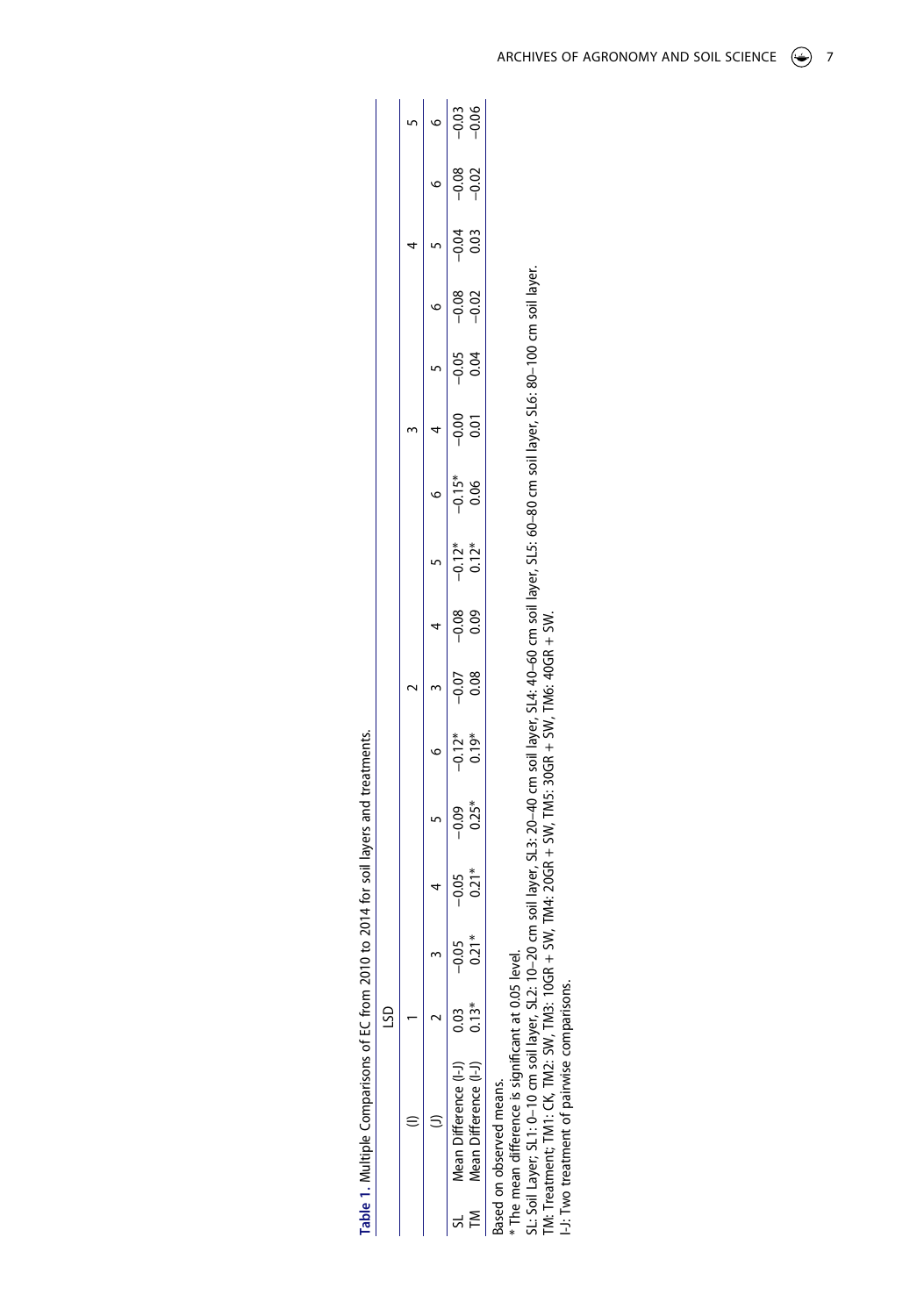**Table 1.** Multiple Comparisons of EC from 2010 to 2014 for soil layers and treatments.

| | LSD | | | | | | | | | | | | | | | |
|---|---|---|---|---|---|---|---|---|---|---|---|---|---|---|---|---|
| | (I) | 1 | | | | | 2 | | | | 3 | | | 4 | | 5 |
| | (J) | 2 | 3 | 4 | 5 | 6 | 3 | 4 | 5 | 6 | 4 | 5 | 6 | 5 | 6 | 6 |
| SL | Mean Difference (I-J) | 0.03 | −0.05 | −0.05 | −0.09 | −0.12* | −0.07 | −0.08 | −0.12* | −0.15* | −0.00 | −0.05 | −0.08 | −0.04 | −0.08 | −0.03 |
| TM | Mean Difference (I-J) | 0.13* | 0.21* | 0.21* | 0.25* | 0.19* | 0.08 | 0.09 | 0.12* | 0.06 | 0.01 | 0.04 | −0.02 | 0.03 | −0.02 | −0.06 |

Based on observed means.
\* The mean difference is significant at 0.05 level.
SL: Soil Layer; SL1: 0–10 cm soil layer, SL2: 10–20 cm soil layer, SL3: 20–40 cm soil layer, SL4: 40–60 cm soil layer, SL5: 60–80 cm soil layer, SL6: 80–100 cm soil layer.
TM: Treatment; TM1: CK, TM2: SW, TM3: 10GR + SW, TM4: 20GR + SW, TM5: 30GR + SW, TM6: 40GR + SW.
I-J: Two treatment of pairwise comparisons.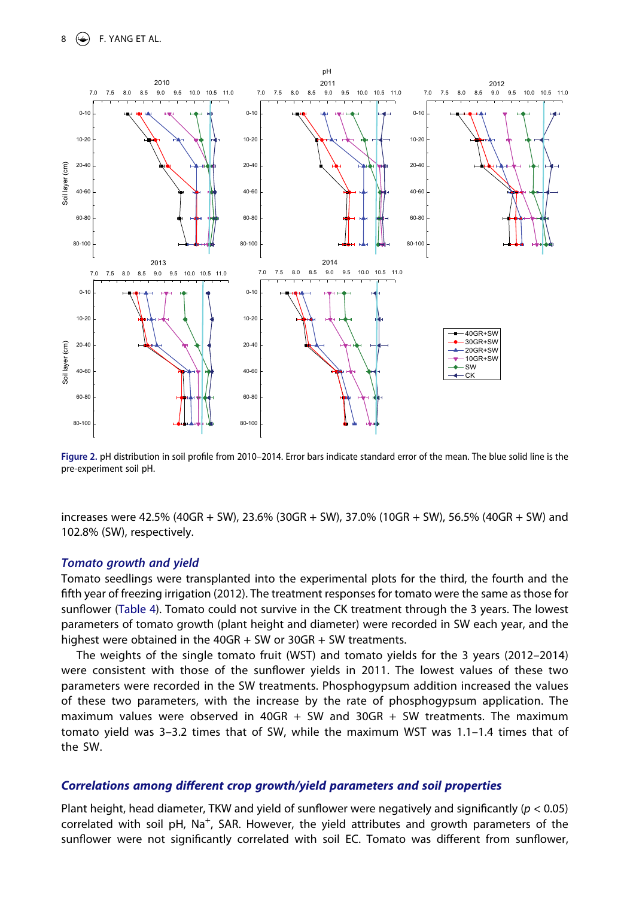Figure 2. pH distribution in soil profile from 2010–2014. Error bars indicate standard error of the mean. The blue solid line is the pre-experiment soil pH.

increases were 42.5% (40GR + SW), 23.6% (30GR + SW), 37.0% (10GR + SW), 56.5% (40GR + SW) and 102.8% (SW), respectively.

### *Tomato growth and yield*

Tomato seedlings were transplanted into the experimental plots for the third, the fourth and the fifth year of freezing irrigation (2012). The treatment responses for tomato were the same as those for sunflower (Table 4). Tomato could not survive in the CK treatment through the 3 years. The lowest parameters of tomato growth (plant height and diameter) were recorded in SW each year, and the highest were obtained in the 40GR + SW or 30GR + SW treatments.

The weights of the single tomato fruit (WST) and tomato yields for the 3 years (2012–2014) were consistent with those of the sunflower yields in 2011. The lowest values of these two parameters were recorded in the SW treatments. Phosphogypsum addition increased the values of these two parameters, with the increase by the rate of phosphogypsum application. The maximum values were observed in 40GR + SW and 30GR + SW treatments. The maximum tomato yield was 3–3.2 times that of SW, while the maximum WST was 1.1–1.4 times that of the SW.

### *Correlations among different crop growth/yield parameters and soil properties*

Plant height, head diameter, TKW and yield of sunflower were negatively and significantly ($p < 0.05$) correlated with soil pH, $Na^+$, SAR. However, the yield attributes and growth parameters of the sunflower were not significantly correlated with soil EC. Tomato was different from sunflower,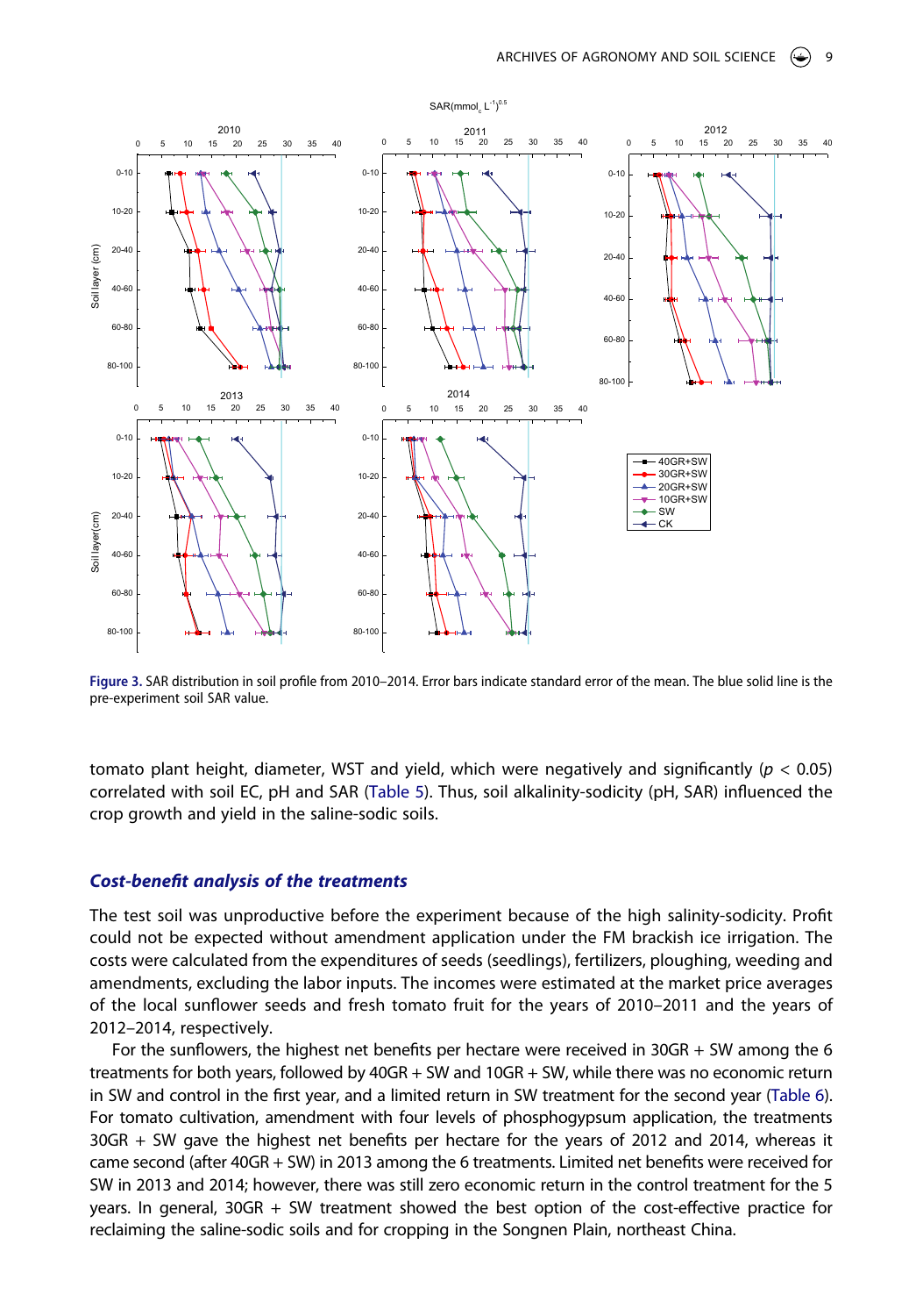**Figure 3.** SAR distribution in soil profile from 2010–2014. Error bars indicate standard error of the mean. The blue solid line is the pre-experiment soil SAR value.

tomato plant height, diameter, WST and yield, which were negatively and significantly ($p < 0.05$) correlated with soil EC, pH and SAR (Table 5). Thus, soil alkalinity-sodicity (pH, SAR) influenced the crop growth and yield in the saline-sodic soils.

### *Cost-benefit analysis of the treatments*

The test soil was unproductive before the experiment because of the high salinity-sodicity. Profit could not be expected without amendment application under the FM brackish ice irrigation. The costs were calculated from the expenditures of seeds (seedlings), fertilizers, ploughing, weeding and amendments, excluding the labor inputs. The incomes were estimated at the market price averages of the local sunflower seeds and fresh tomato fruit for the years of 2010–2011 and the years of 2012–2014, respectively.

For the sunflowers, the highest net benefits per hectare were received in 30GR + SW among the 6 treatments for both years, followed by 40GR + SW and 10GR + SW, while there was no economic return in SW and control in the first year, and a limited return in SW treatment for the second year (Table 6). For tomato cultivation, amendment with four levels of phosphogypsum application, the treatments 30GR + SW gave the highest net benefits per hectare for the years of 2012 and 2014, whereas it came second (after 40GR + SW) in 2013 among the 6 treatments. Limited net benefits were received for SW in 2013 and 2014; however, there was still zero economic return in the control treatment for the 5 years. In general, 30GR + SW treatment showed the best option of the cost-effective practice for reclaiming the saline-sodic soils and for cropping in the Songnen Plain, northeast China.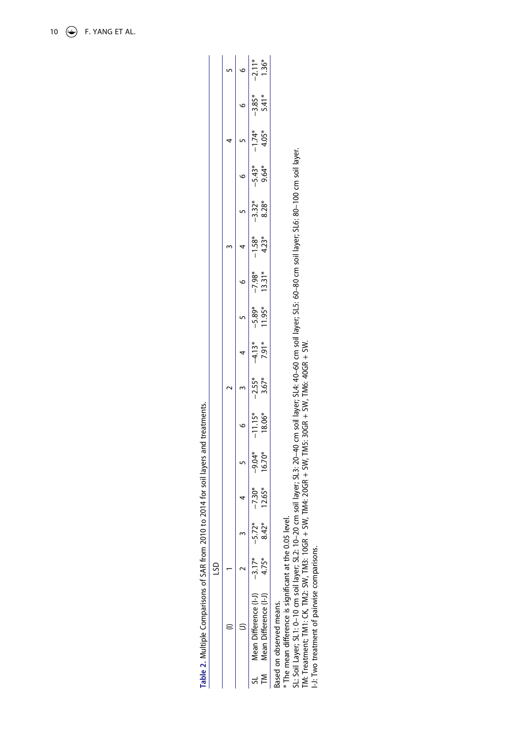**Table 2.** Multiple Comparisons of SAR from 2010 to 2014 for soil layers and treatments.

| | | LSD | | | | | | | | | | | | | | |
|---|---|---|---|---|---|---|---|---|---|---|---|---|---|---|---|---|
| | (I) | 1 | | | | | 2 | | | | 3 | | | 4 | | 5 |
| | (J) | 2 | 3 | 4 | 5 | 6 | 3 | 4 | 5 | 6 | 4 | 5 | 6 | 5 | 6 | 6 |
| SL | Mean Difference (I-J) | −3.17* | −5.72* | −7.30* | −9.04* | −11.15* | −2.55* | −4.13* | −5.89* | −7.98* | −1.58* | −3.32* | −5.43* | −1.74* | −3.85* | −2.11* |
| TM | Mean Difference (I-J) | 4.75* | 8.42* | 12.65* | 16.70* | 18.06* | 3.67* | 7.91* | 11.95* | 13.31* | 4.23* | 8.28* | 9.64* | 4.05* | 5.41* | 1.36* |

Based on observed means.
* The mean difference is significant at the 0.05 level.
SL: Soil Layer; SL1: 0–10 cm soil layer; SL2: 10–20 cm soil layer; SL3: 20–40 cm soil layer; SL4: 40–60 cm soil layer; SL5: 60–80 cm soil layer; SL6: 80–100 cm soil layer.
TM: Treatment; TM1: CK, TM2: SW, TM3: 10GR + SW, TM4: 20GR + SW, TM5: 30GR + SW, TM6: 40GR + SW.
I-J: Two treatment of pairwise comparisons.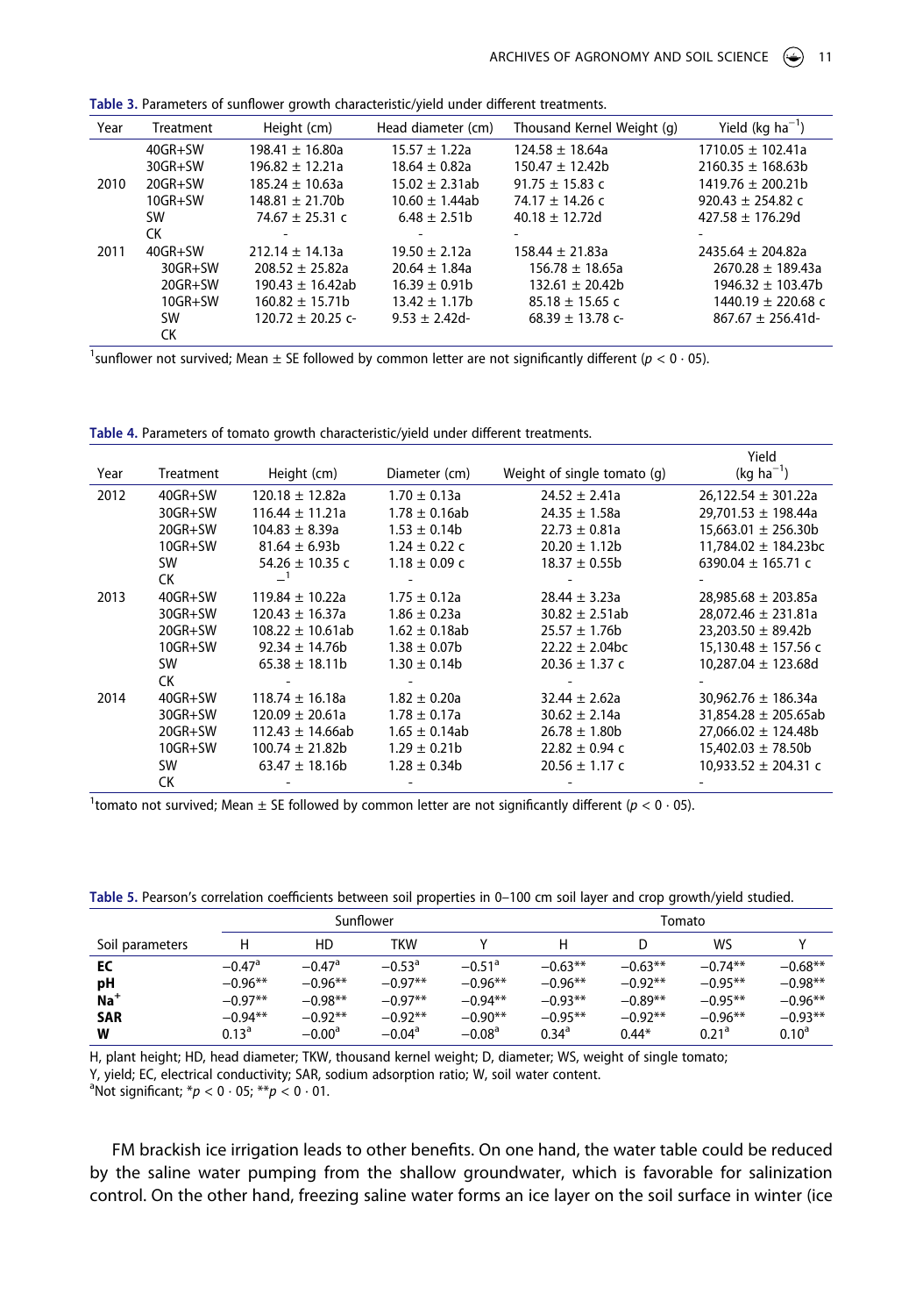Table 3. Parameters of sunflower growth characteristic/yield under different treatments.

| Year | Treatment | Height (cm) | Head diameter (cm) | Thousand Kernel Weight (g) | Yield (kg ha$^{-1}$) |
|---|---|---|---|---|---|
| 2010 | 40GR+SW | 198.41 ± 16.80a | 15.57 ± 1.22a | 124.58 ± 18.64a | 1710.05 ± 102.41a |
| | 30GR+SW | 196.82 ± 12.21a | 18.64 ± 0.82a | 150.47 ± 12.42b | 2160.35 ± 168.63b |
| | 20GR+SW | 185.24 ± 10.63a | 15.02 ± 2.31ab | 91.75 ± 15.83 c | 1419.76 ± 200.21b |
| | 10GR+SW | 148.81 ± 21.70b | 10.60 ± 1.44ab | 74.17 ± 14.26 c | 920.43 ± 254.82 c |
| | SW | 74.67 ± 25.31 c | 6.48 ± 2.51b | 40.18 ± 12.72d | 427.58 ± 176.29d |
| | CK | - | - | - | - |
| 2011 | 40GR+SW | 212.14 ± 14.13a | 19.50 ± 2.12a | 158.44 ± 21.83a | 2435.64 ± 204.82a |
| | 30GR+SW | 208.52 ± 25.82a | 20.64 ± 1.84a | 156.78 ± 18.65a | 2670.28 ± 189.43a |
| | 20GR+SW | 190.43 ± 16.42ab | 16.39 ± 0.91b | 132.61 ± 20.42b | 1946.32 ± 103.47b |
| | 10GR+SW | 160.82 ± 15.71b | 13.42 ± 1.17b | 85.18 ± 15.65 c | 1440.19 ± 220.68 c |
| | SW | 120.72 ± 20.25 c- | 9.53 ± 2.42d- | 68.39 ± 13.78 c- | 867.67 ± 256.41d- |
| | CK | | | | |

[1]sunflower not survived; Mean ± SE followed by common letter are not significantly different ($p < 0 \cdot 05$).

Table 4. Parameters of tomato growth characteristic/yield under different treatments.

| Year | Treatment | Height (cm) | Diameter (cm) | Weight of single tomato (g) | Yield (kg ha$^{-1}$) |
|---|---|---|---|---|---|
| 2012 | 40GR+SW | 120.18 ± 12.82a | 1.70 ± 0.13a | 24.52 ± 2.41a | 26,122.54 ± 301.22a |
| | 30GR+SW | 116.44 ± 11.21a | 1.78 ± 0.16ab | 24.35 ± 1.58a | 29,701.53 ± 198.44a |
| | 20GR+SW | 104.83 ± 8.39a | 1.53 ± 0.14b | 22.73 ± 0.81a | 15,663.01 ± 256.30b |
| | 10GR+SW | 81.64 ± 6.93b | 1.24 ± 0.22 c | 20.20 ± 1.12b | 11,784.02 ± 184.23bc |
| | SW | 54.26 ± 10.35 c | 1.18 ± 0.09 c | 18.37 ± 0.55b | 6390.04 ± 165.71 c |
| | CK | –[1] | - | - | - |
| 2013 | 40GR+SW | 119.84 ± 10.22a | 1.75 ± 0.12a | 28.44 ± 3.23a | 28,985.68 ± 203.85a |
| | 30GR+SW | 120.43 ± 16.37a | 1.86 ± 0.23a | 30.82 ± 2.51ab | 28,072.46 ± 231.81a |
| | 20GR+SW | 108.22 ± 10.61ab | 1.62 ± 0.18ab | 25.57 ± 1.76b | 23,203.50 ± 89.42b |
| | 10GR+SW | 92.34 ± 14.76b | 1.38 ± 0.07b | 22.22 ± 2.04bc | 15,130.48 ± 157.56 c |
| | SW | 65.38 ± 18.11b | 1.30 ± 0.14b | 20.36 ± 1.37 c | 10,287.04 ± 123.68d |
| | CK | - | - | - | - |
| 2014 | 40GR+SW | 118.74 ± 16.18a | 1.82 ± 0.20a | 32.44 ± 2.62a | 30,962.76 ± 186.34a |
| | 30GR+SW | 120.09 ± 20.61a | 1.78 ± 0.17a | 30.62 ± 2.14a | 31,854.28 ± 205.65ab |
| | 20GR+SW | 112.43 ± 14.66ab | 1.65 ± 0.14ab | 26.78 ± 1.80b | 27,066.02 ± 124.48b |
| | 10GR+SW | 100.74 ± 21.82b | 1.29 ± 0.21b | 22.82 ± 0.94 c | 15,402.03 ± 78.50b |
| | SW | 63.47 ± 18.16b | 1.28 ± 0.34b | 20.56 ± 1.17 c | 10,933.52 ± 204.31 c |
| | CK | - | - | - | - |

[1]tomato not survived; Mean ± SE followed by common letter are not significantly different ($p < 0 \cdot 05$).

Table 5. Pearson's correlation coefficients between soil properties in 0–100 cm soil layer and crop growth/yield studied.

| | Sunflower | | | | Tomato | | | |
|---|---|---|---|---|---|---|---|---|
| Soil parameters | H | HD | TKW | Y | H | D | WS | Y |
| **EC** | −0.47[a] | −0.47[a] | −0.53[a] | −0.51[a] | −0.63** | −0.63** | −0.74** | −0.68** |
| **pH** | −0.96** | −0.96** | −0.97** | −0.96** | −0.96** | −0.92** | −0.95** | −0.98** |
| **Na$^{+}$** | −0.97** | −0.98** | −0.97** | −0.94** | −0.93** | −0.89** | −0.95** | −0.96** |
| **SAR** | −0.94** | −0.92** | −0.92** | −0.90** | −0.95** | −0.92** | −0.96** | −0.93** |
| **W** | 0.13[a] | −0.00[a] | −0.04[a] | −0.08[a] | 0.34[a] | 0.44* | 0.21[a] | 0.10[a] |

H, plant height; HD, head diameter; TKW, thousand kernel weight; D, diameter; WS, weight of single tomato;
Y, yield; EC, electrical conductivity; SAR, sodium adsorption ratio; W, soil water content.
[a]Not significant; *$p < 0 \cdot 05$; **$p < 0 \cdot 01$.

FM brackish ice irrigation leads to other benefits. On one hand, the water table could be reduced by the saline water pumping from the shallow groundwater, which is favorable for salinization control. On the other hand, freezing saline water forms an ice layer on the soil surface in winter (ice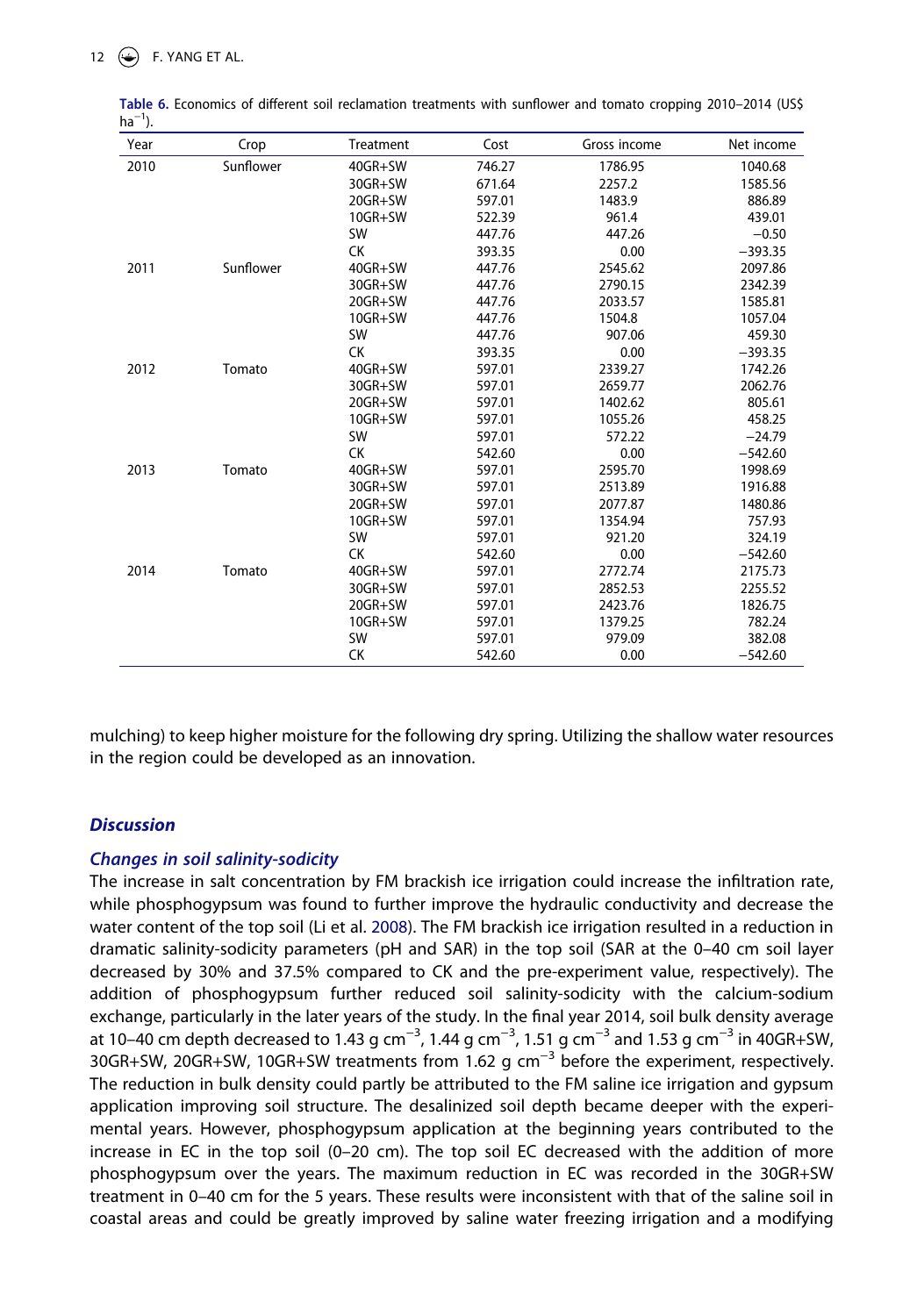**Table 6.** Economics of different soil reclamation treatments with sunflower and tomato cropping 2010–2014 (US$ $ha^{-1}$).

| Year | Crop | Treatment | Cost | Gross income | Net income |
|---|---|---|---|---|---|
| 2010 | Sunflower | 40GR+SW | 746.27 | 1786.95 | 1040.68 |
| | | 30GR+SW | 671.64 | 2257.2 | 1585.56 |
| | | 20GR+SW | 597.01 | 1483.9 | 886.89 |
| | | 10GR+SW | 522.39 | 961.4 | 439.01 |
| | | SW | 447.76 | 447.26 | −0.50 |
| | | CK | 393.35 | 0.00 | −393.35 |
| 2011 | Sunflower | 40GR+SW | 447.76 | 2545.62 | 2097.86 |
| | | 30GR+SW | 447.76 | 2790.15 | 2342.39 |
| | | 20GR+SW | 447.76 | 2033.57 | 1585.81 |
| | | 10GR+SW | 447.76 | 1504.8 | 1057.04 |
| | | SW | 447.76 | 907.06 | 459.30 |
| | | CK | 393.35 | 0.00 | −393.35 |
| 2012 | Tomato | 40GR+SW | 597.01 | 2339.27 | 1742.26 |
| | | 30GR+SW | 597.01 | 2659.77 | 2062.76 |
| | | 20GR+SW | 597.01 | 1402.62 | 805.61 |
| | | 10GR+SW | 597.01 | 1055.26 | 458.25 |
| | | SW | 597.01 | 572.22 | −24.79 |
| | | CK | 542.60 | 0.00 | −542.60 |
| 2013 | Tomato | 40GR+SW | 597.01 | 2595.70 | 1998.69 |
| | | 30GR+SW | 597.01 | 2513.89 | 1916.88 |
| | | 20GR+SW | 597.01 | 2077.87 | 1480.86 |
| | | 10GR+SW | 597.01 | 1354.94 | 757.93 |
| | | SW | 597.01 | 921.20 | 324.19 |
| | | CK | 542.60 | 0.00 | −542.60 |
| 2014 | Tomato | 40GR+SW | 597.01 | 2772.74 | 2175.73 |
| | | 30GR+SW | 597.01 | 2852.53 | 2255.52 |
| | | 20GR+SW | 597.01 | 2423.76 | 1826.75 |
| | | 10GR+SW | 597.01 | 1379.25 | 782.24 |
| | | SW | 597.01 | 979.09 | 382.08 |
| | | CK | 542.60 | 0.00 | −542.60 |

mulching) to keep higher moisture for the following dry spring. Utilizing the shallow water resources in the region could be developed as an innovation.

## Discussion

### Changes in soil salinity-sodicity

The increase in salt concentration by FM brackish ice irrigation could increase the infiltration rate, while phosphogypsum was found to further improve the hydraulic conductivity and decrease the water content of the top soil (Li et al. 2008). The FM brackish ice irrigation resulted in a reduction in dramatic salinity-sodicity parameters (pH and SAR) in the top soil (SAR at the 0–40 cm soil layer decreased by 30% and 37.5% compared to CK and the pre-experiment value, respectively). The addition of phosphogypsum further reduced soil salinity-sodicity with the calcium-sodium exchange, particularly in the later years of the study. In the final year 2014, soil bulk density average at 10–40 cm depth decreased to 1.43 g $cm^{-3}$, 1.44 g $cm^{-3}$, 1.51 g $cm^{-3}$ and 1.53 g $cm^{-3}$ in 40GR+SW, 30GR+SW, 20GR+SW, 10GR+SW treatments from 1.62 g $cm^{-3}$ before the experiment, respectively. The reduction in bulk density could partly be attributed to the FM saline ice irrigation and gypsum application improving soil structure. The desalinized soil depth became deeper with the experimental years. However, phosphogypsum application at the beginning years contributed to the increase in EC in the top soil (0–20 cm). The top soil EC decreased with the addition of more phosphogypsum over the years. The maximum reduction in EC was recorded in the 30GR+SW treatment in 0–40 cm for the 5 years. These results were inconsistent with that of the saline soil in coastal areas and could be greatly improved by saline water freezing irrigation and a modifying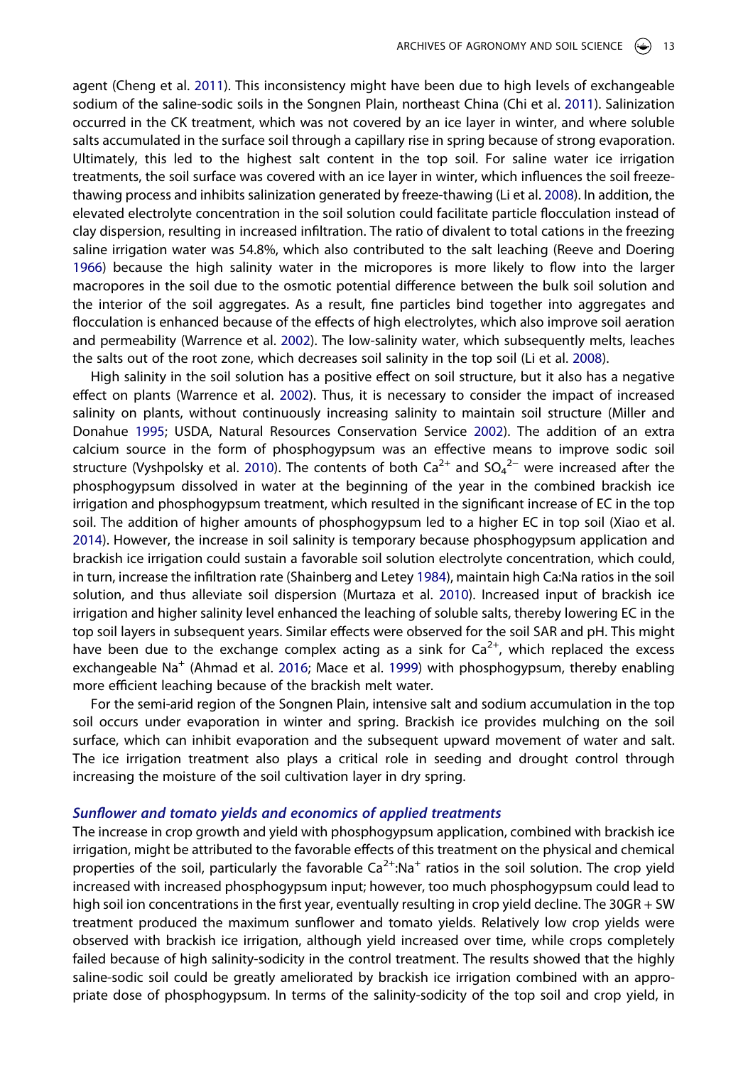agent (Cheng et al. 2011). This inconsistency might have been due to high levels of exchangeable sodium of the saline-sodic soils in the Songnen Plain, northeast China (Chi et al. 2011). Salinization occurred in the CK treatment, which was not covered by an ice layer in winter, and where soluble salts accumulated in the surface soil through a capillary rise in spring because of strong evaporation. Ultimately, this led to the highest salt content in the top soil. For saline water ice irrigation treatments, the soil surface was covered with an ice layer in winter, which influences the soil freeze-thawing process and inhibits salinization generated by freeze-thawing (Li et al. 2008). In addition, the elevated electrolyte concentration in the soil solution could facilitate particle flocculation instead of clay dispersion, resulting in increased infiltration. The ratio of divalent to total cations in the freezing saline irrigation water was 54.8%, which also contributed to the salt leaching (Reeve and Doering 1966) because the high salinity water in the micropores is more likely to flow into the larger macropores in the soil due to the osmotic potential difference between the bulk soil solution and the interior of the soil aggregates. As a result, fine particles bind together into aggregates and flocculation is enhanced because of the effects of high electrolytes, which also improve soil aeration and permeability (Warrence et al. 2002). The low-salinity water, which subsequently melts, leaches the salts out of the root zone, which decreases soil salinity in the top soil (Li et al. 2008).

High salinity in the soil solution has a positive effect on soil structure, but it also has a negative effect on plants (Warrence et al. 2002). Thus, it is necessary to consider the impact of increased salinity on plants, without continuously increasing salinity to maintain soil structure (Miller and Donahue 1995; USDA, Natural Resources Conservation Service 2002). The addition of an extra calcium source in the form of phosphogypsum was an effective means to improve sodic soil structure (Vyshpolsky et al. 2010). The contents of both $Ca^{2+}$ and $SO_4^{2-}$ were increased after the phosphogypsum dissolved in water at the beginning of the year in the combined brackish ice irrigation and phosphogypsum treatment, which resulted in the significant increase of EC in the top soil. The addition of higher amounts of phosphogypsum led to a higher EC in top soil (Xiao et al. 2014). However, the increase in soil salinity is temporary because phosphogypsum application and brackish ice irrigation could sustain a favorable soil solution electrolyte concentration, which could, in turn, increase the infiltration rate (Shainberg and Letey 1984), maintain high Ca:Na ratios in the soil solution, and thus alleviate soil dispersion (Murtaza et al. 2010). Increased input of brackish ice irrigation and higher salinity level enhanced the leaching of soluble salts, thereby lowering EC in the top soil layers in subsequent years. Similar effects were observed for the soil SAR and pH. This might have been due to the exchange complex acting as a sink for $Ca^{2+}$, which replaced the excess exchangeable $Na^{+}$ (Ahmad et al. 2016; Mace et al. 1999) with phosphogypsum, thereby enabling more efficient leaching because of the brackish melt water.

For the semi-arid region of the Songnen Plain, intensive salt and sodium accumulation in the top soil occurs under evaporation in winter and spring. Brackish ice provides mulching on the soil surface, which can inhibit evaporation and the subsequent upward movement of water and salt. The ice irrigation treatment also plays a critical role in seeding and drought control through increasing the moisture of the soil cultivation layer in dry spring.

### *Sunflower and tomato yields and economics of applied treatments*

The increase in crop growth and yield with phosphogypsum application, combined with brackish ice irrigation, might be attributed to the favorable effects of this treatment on the physical and chemical properties of the soil, particularly the favorable $Ca^{2+}$:$Na^{+}$ ratios in the soil solution. The crop yield increased with increased phosphogypsum input; however, too much phosphogypsum could lead to high soil ion concentrations in the first year, eventually resulting in crop yield decline. The 30GR + SW treatment produced the maximum sunflower and tomato yields. Relatively low crop yields were observed with brackish ice irrigation, although yield increased over time, while crops completely failed because of high salinity-sodicity in the control treatment. The results showed that the highly saline-sodic soil could be greatly ameliorated by brackish ice irrigation combined with an appropriate dose of phosphogypsum. In terms of the salinity-sodicity of the top soil and crop yield, in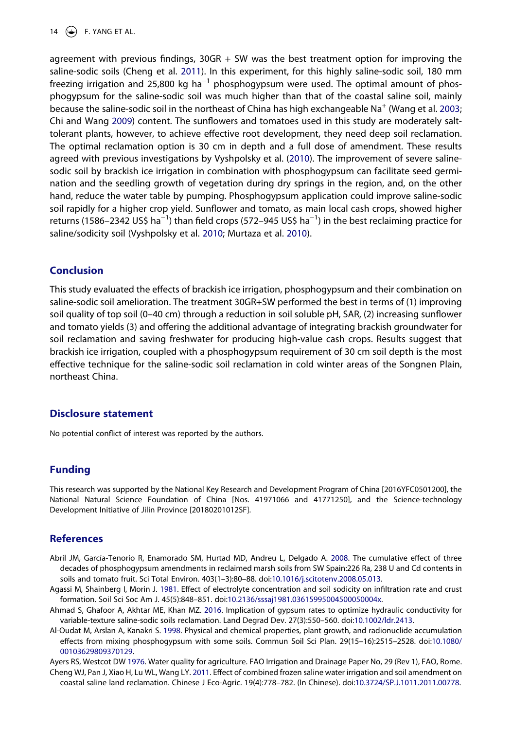agreement with previous findings, 30GR + SW was the best treatment option for improving the saline-sodic soils (Cheng et al. 2011). In this experiment, for this highly saline-sodic soil, 180 mm freezing irrigation and 25,800 kg $ha^{-1}$ phosphogypsum were used. The optimal amount of phosphogypsum for the saline-sodic soil was much higher than that of the coastal saline soil, mainly because the saline-sodic soil in the northeast of China has high exchangeable $Na^+$ (Wang et al. 2003; Chi and Wang 2009) content. The sunflowers and tomatoes used in this study are moderately salt-tolerant plants, however, to achieve effective root development, they need deep soil reclamation. The optimal reclamation option is 30 cm in depth and a full dose of amendment. These results agreed with previous investigations by Vyshpolsky et al. (2010). The improvement of severe saline-sodic soil by brackish ice irrigation in combination with phosphogypsum can facilitate seed germination and the seedling growth of vegetation during dry springs in the region, and, on the other hand, reduce the water table by pumping. Phosphogypsum application could improve saline-sodic soil rapidly for a higher crop yield. Sunflower and tomato, as main local cash crops, showed higher returns (1586–2342 US$ $ha^{-1}$) than field crops (572–945 US$ $ha^{-1}$) in the best reclaiming practice for saline/sodicity soil (Vyshpolsky et al. 2010; Murtaza et al. 2010).

## Conclusion

This study evaluated the effects of brackish ice irrigation, phosphogypsum and their combination on saline-sodic soil amelioration. The treatment 30GR+SW performed the best in terms of (1) improving soil quality of top soil (0–40 cm) through a reduction in soil soluble pH, SAR, (2) increasing sunflower and tomato yields (3) and offering the additional advantage of integrating brackish groundwater for soil reclamation and saving freshwater for producing high-value cash crops. Results suggest that brackish ice irrigation, coupled with a phosphogypsum requirement of 30 cm soil depth is the most effective technique for the saline-sodic soil reclamation in cold winter areas of the Songnen Plain, northeast China.

## Disclosure statement

No potential conflict of interest was reported by the authors.

## Funding

This research was supported by the National Key Research and Development Program of China [2016YFC0501200], the National Natural Science Foundation of China [Nos. 41971066 and 41771250], and the Science-technology Development Initiative of Jilin Province [20180201012SF].

## References

Abril JM, García-Tenorio R, Enamorado SM, Hurtad MD, Andreu L, Delgado A. 2008. The cumulative effect of three decades of phosphogypsum amendments in reclaimed marsh soils from SW Spain:226 Ra, 238 U and Cd contents in soils and tomato fruit. Sci Total Environ. 403(1–3):80–88. doi:10.1016/j.scitotenv.2008.05.013.

Agassi M, Shainberg I, Morin J. 1981. Effect of electrolyte concentration and soil sodicity on infiltration rate and crust formation. Soil Sci Soc Am J. 45(5):848–851. doi:10.2136/sssaj1981.03615995004500050004x.

Ahmad S, Ghafoor A, Akhtar ME, Khan MZ. 2016. Implication of gypsum rates to optimize hydraulic conductivity for variable-texture saline-sodic soils reclamation. Land Degrad Dev. 27(3):550–560. doi:10.1002/ldr.2413.

Al-Oudat M, Arslan A, Kanakri S. 1998. Physical and chemical properties, plant growth, and radionuclide accumulation effects from mixing phosphogypsum with some soils. Commun Soil Sci Plan. 29(15–16):2515–2528. doi:10.1080/00103629809370129.

Ayers RS, Westcot DW 1976. Water quality for agriculture. FAO Irrigation and Drainage Paper No, 29 (Rev 1), FAO, Rome.

Cheng WJ, Pan J, Xiao H, Lu WL, Wang LY. 2011. Effect of combined frozen saline water irrigation and soil amendment on coastal saline land reclamation. Chinese J Eco-Agric. 19(4):778–782. (In Chinese). doi:10.3724/SP.J.1011.2011.00778.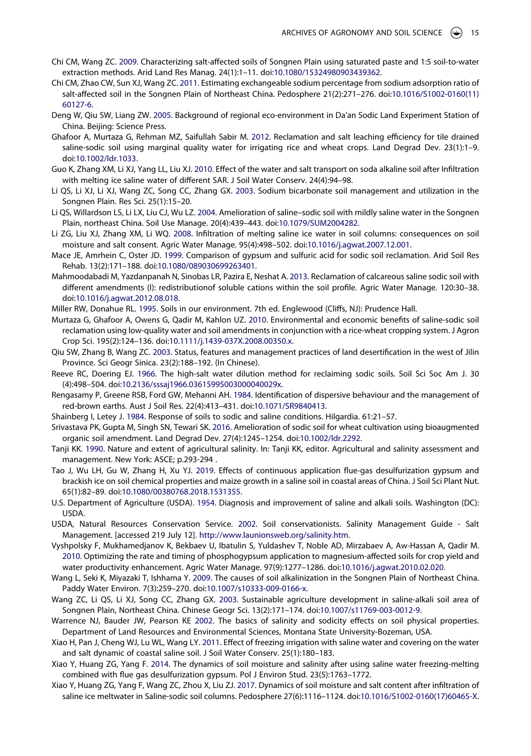Chi CM, Wang ZC. 2009. Characterizing salt-affected soils of Songnen Plain using saturated paste and 1:5 soil-to-water extraction methods. Arid Land Res Manag. 24(1):1–11. doi:10.1080/15324980903439362.

Chi CM, Zhao CW, Sun XJ, Wang ZC. 2011. Estimating exchangeable sodium percentage from sodium adsorption ratio of salt-affected soil in the Songnen Plain of Northeast China. Pedosphere 21(2):271–276. doi:10.1016/S1002-0160(11)60127-6.

Deng W, Qiu SW, Liang ZW. 2005. Background of regional eco-environment in Da'an Sodic Land Experiment Station of China. Beijing: Science Press.

Ghafoor A, Murtaza G, Rehman MZ, Saifullah Sabir M. 2012. Reclamation and salt leaching efficiency for tile drained saline-sodic soil using marginal quality water for irrigating rice and wheat crops. Land Degrad Dev. 23(1):1–9. doi:10.1002/ldr.1033.

Guo K, Zhang XM, Li XJ, Yang LL, Liu XJ. 2010. Effect of the water and salt transport on soda alkaline soil after Infiltration with melting ice saline water of different SAR. J Soil Water Conserv. 24(4):94–98.

Li QS, Li XJ, Li XJ, Wang ZC, Song CC, Zhang GX. 2003. Sodium bicarbonate soil management and utilization in the Songnen Plain. Res Sci. 25(1):15–20.

Li QS, Willardson LS, Li LX, Liu CJ, Wu LZ. 2004. Amelioration of saline–sodic soil with mildly saline water in the Songnen Plain, northeast China. Soil Use Manage. 20(4):439–443. doi:10.1079/SUM2004282.

Li ZG, Liu XJ, Zhang XM, Li WQ. 2008. Infiltration of melting saline ice water in soil columns: consequences on soil moisture and salt consent. Agric Water Manage. 95(4):498–502. doi:10.1016/j.agwat.2007.12.001.

Mace JE, Amrhein C, Oster JD. 1999. Comparison of gypsum and sulfuric acid for sodic soil reclamation. Arid Soil Res Rehab. 13(2):171–188. doi:10.1080/089030699263401.

Mahmoodabadi M, Yazdanpanah N, Sinobas LR, Pazira E, Neshat A. 2013. Reclamation of calcareous saline sodic soil with different amendments (I): redistributionof soluble cations within the soil profile. Agric Water Manage. 120:30–38. doi:10.1016/j.agwat.2012.08.018.

Miller RW, Donahue RL. 1995. Soils in our environment. 7th ed. Englewood (Cliffs, NJ): Prudence Hall.

Murtaza G, Ghafoor A, Owens G, Qadir M, Kahlon UZ. 2010. Environmental and economic benefits of saline-sodic soil reclamation using low-quality water and soil amendments in conjunction with a rice-wheat cropping system. J Agron Crop Sci. 195(2):124–136. doi:10.1111/j.1439-037X.2008.00350.x.

Qiu SW, Zhang B, Wang ZC. 2003. Status, features and management practices of land desertification in the west of Jilin Province. Sci Geogr Sinica. 23(2):188–192. (In Chinese).

Reeve RC, Doering EJ. 1966. The high-salt water dilution method for reclaiming sodic soils. Soil Sci Soc Am J. 30(4):498–504. doi:10.2136/sssaj1966.03615995003000040029x.

Rengasamy P, Greene RSB, Ford GW, Mehanni AH. 1984. Identification of dispersive behaviour and the management of red-brown earths. Aust J Soil Res. 22(4):413–431. doi:10.1071/SR9840413.

Shainberg I, Letey J. 1984. Response of soils to sodic and saline conditions. Hilgardia. 61:21–57.

Srivastava PK, Gupta M, Singh SN, Tewari SK. 2016. Amelioration of sodic soil for wheat cultivation using bioaugmented organic soil amendment. Land Degrad Dev. 27(4):1245–1254. doi:10.1002/ldr.2292.

Tanji KK. 1990. Nature and extent of agricultural salinity. In: Tanji KK, editor. Agricultural and salinity assessment and management. New York: ASCE; p.293-294 .

Tao J, Wu LH, Gu W, Zhang H, Xu YJ. 2019. Effects of continuous application flue-gas desulfurization gypsum and brackish ice on soil chemical properties and maize growth in a saline soil in coastal areas of China. J Soil Sci Plant Nut. 65(1):82–89. doi:10.1080/00380768.2018.1531355.

U.S. Department of Agriculture (USDA). 1954. Diagnosis and improvement of saline and alkali soils. Washington (DC): USDA.

USDA, Natural Resources Conservation Service. 2002. Soil conservationists. Salinity Management Guide - Salt Management. [accessed 219 July 12]. http://www.launionsweb.org/salinity.htm.

Vyshpolsky F, Mukhamedjanov K, Bekbaev U, Ibatulin S, Yuldashev T, Noble AD, Mirzabaev A, Aw-Hassan A, Qadir M. 2010. Optimizing the rate and timing of phosphogypsum application to magnesium-affected soils for crop yield and water productivity enhancement. Agric Water Manage. 97(9):1277–1286. doi:10.1016/j.agwat.2010.02.020.

Wang L, Seki K, Miyazaki T, Ishhama Y. 2009. The causes of soil alkalinization in the Songnen Plain of Northeast China. Paddy Water Environ. 7(3):259–270. doi:10.1007/s10333-009-0166-x.

Wang ZC, Li QS, Li XJ, Song CC, Zhang GX. 2003. Sustainable agriculture development in saline-alkali soil area of Songnen Plain, Northeast China. Chinese Geogr Sci. 13(2):171–174. doi:10.1007/s11769-003-0012-9.

Warrence NJ, Bauder JW, Pearson KE 2002. The basics of salinity and sodicity effects on soil physical properties. Department of Land Resources and Environmental Sciences, Montana State University-Bozeman, USA.

Xiao H, Pan J, Cheng WJ, Lu WL, Wang LY. 2011. Effect of freezing irrigation with saline water and covering on the water and salt dynamic of coastal saline soil. J Soil Water Conserv. 25(1):180–183.

Xiao Y, Huang ZG, Yang F. 2014. The dynamics of soil moisture and salinity after using saline water freezing-melting combined with flue gas desulfurization gypsum. Pol J Environ Stud. 23(5):1763–1772.

Xiao Y, Huang ZG, Yang F, Wang ZC, Zhou X, Liu ZJ. 2017. Dynamics of soil moisture and salt content after infiltration of saline ice meltwater in Saline-sodic soil columns. Pedosphere 27(6):1116–1124. doi:10.1016/S1002-0160(17)60465-X.